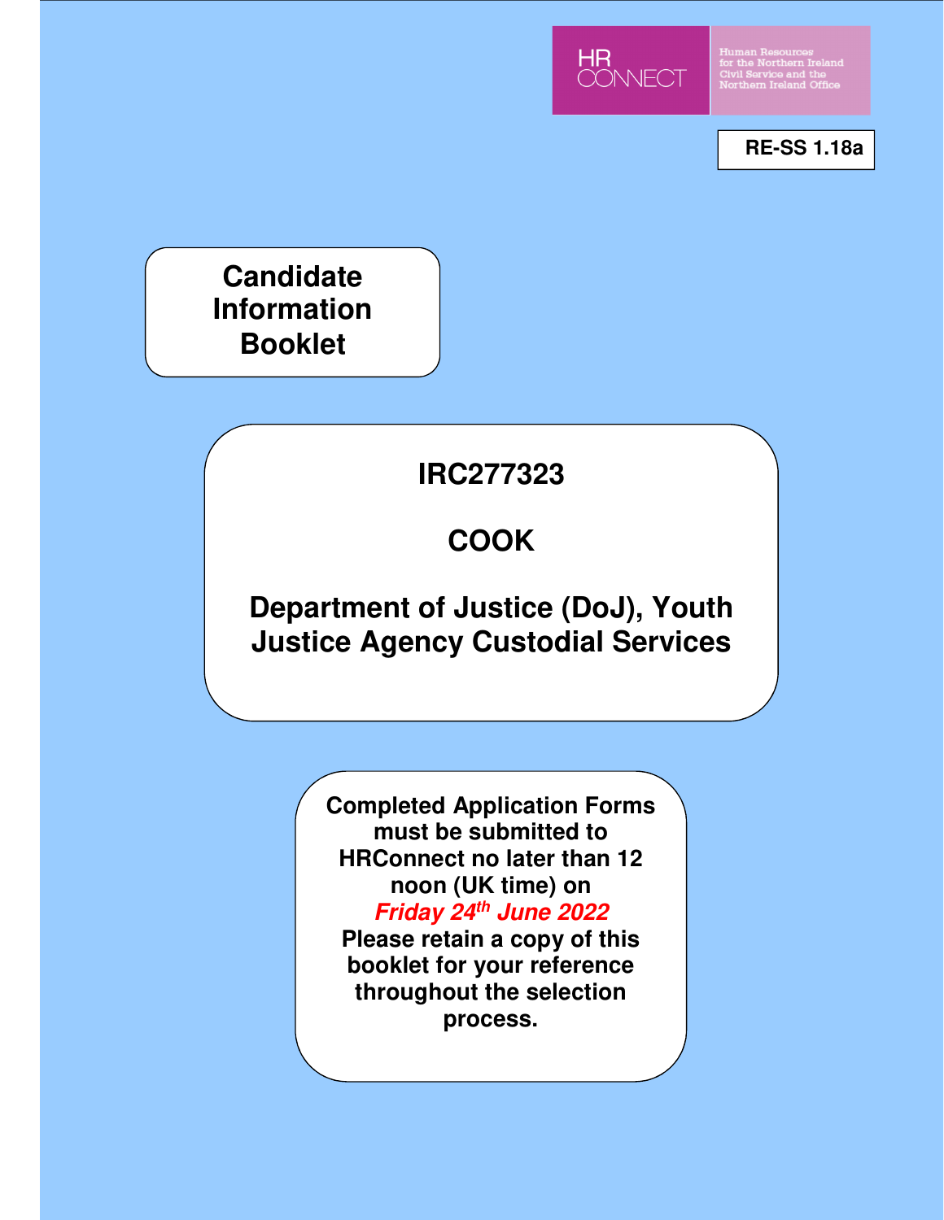HR CONNECT

Human Resources for the Northern Ireland Civil Service and the Northern Ireland Office

**RE-SS 1.18a**

# Candidate Information Booklet

## IRC277323

## COOK

## Department of Justice (DoJ), Youth Justice Agency Custodial Services

**Completed Application Forms must be submitted to HRConnect no later than 12 noon (UK time) on** ***Friday 24th June 2022***

**Please retain a copy of this booklet for your reference throughout the selection process.**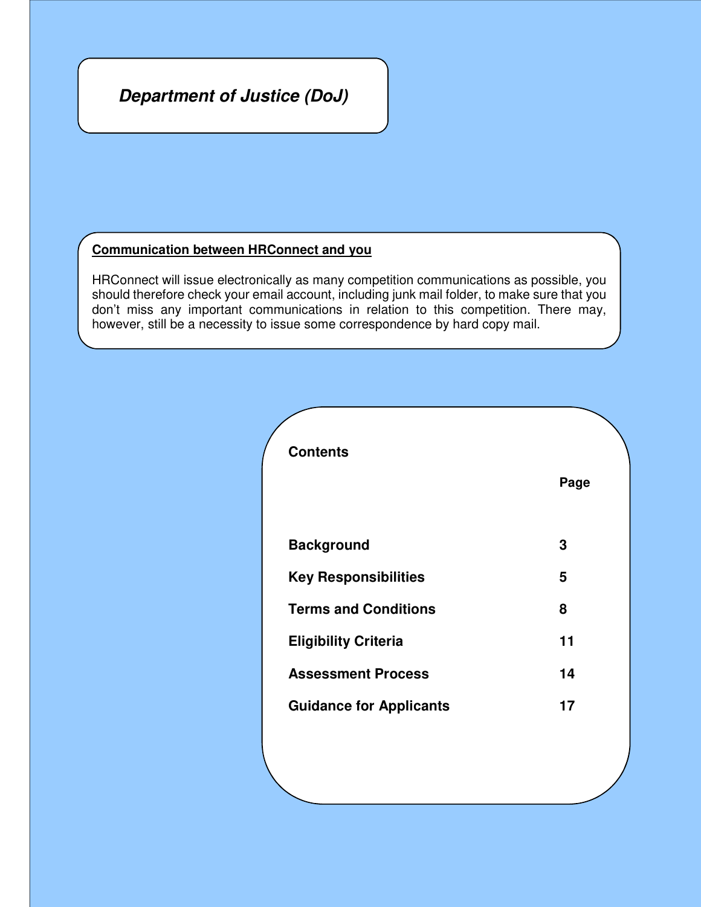***Department of Justice (DoJ)***

**Communication between HRConnect and you**

HRConnect will issue electronically as many competition communications as possible, you should therefore check your email account, including junk mail folder, to make sure that you don't miss any important communications in relation to this competition. There may, however, still be a necessity to issue some correspondence by hard copy mail.

**Contents**

| | **Page** |
|---|---|
| **Background** | **3** |
| **Key Responsibilities** | **5** |
| **Terms and Conditions** | **8** |
| **Eligibility Criteria** | **11** |
| **Assessment Process** | **14** |
| **Guidance for Applicants** | **17** |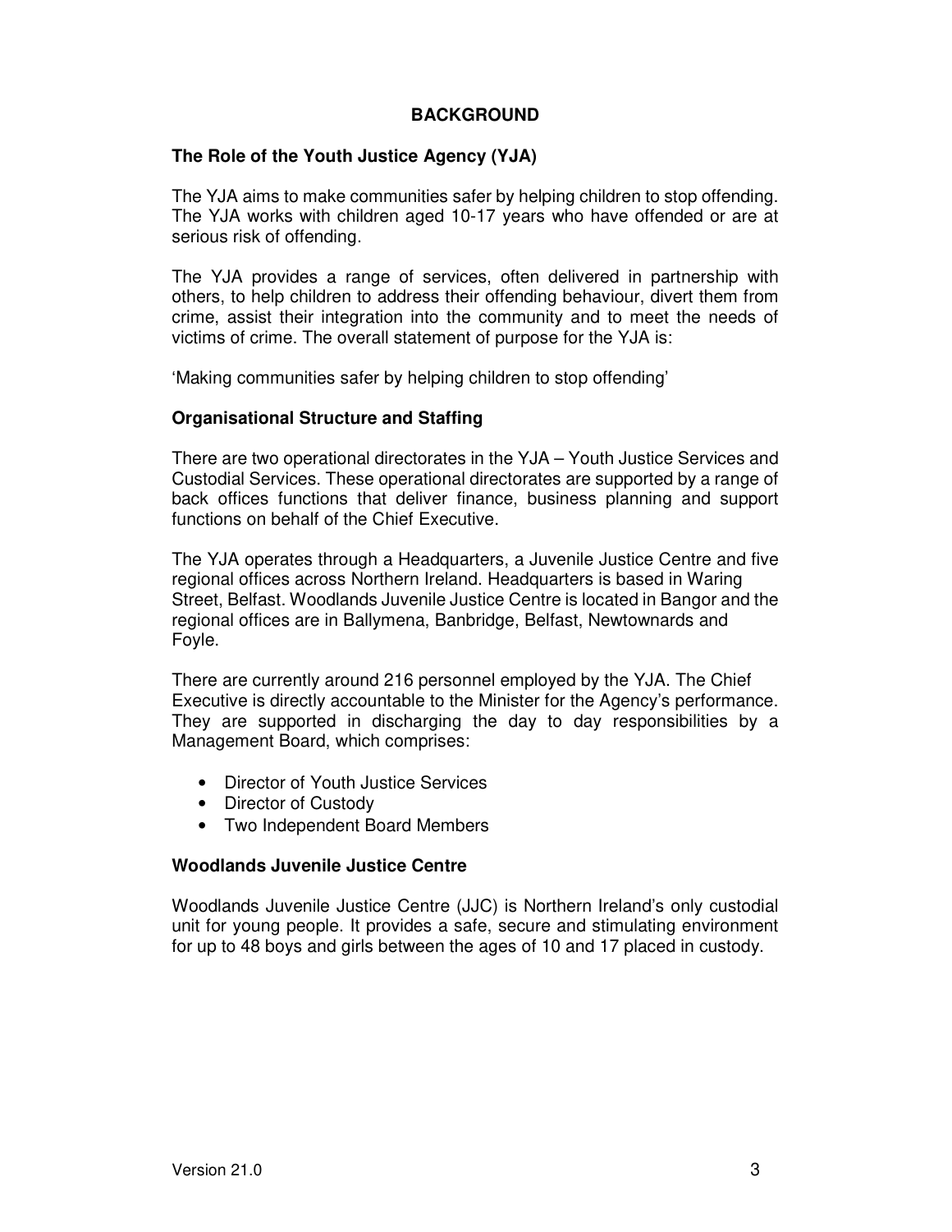# BACKGROUND

## The Role of the Youth Justice Agency (YJA)

The YJA aims to make communities safer by helping children to stop offending. The YJA works with children aged 10-17 years who have offended or are at serious risk of offending.

The YJA provides a range of services, often delivered in partnership with others, to help children to address their offending behaviour, divert them from crime, assist their integration into the community and to meet the needs of victims of crime. The overall statement of purpose for the YJA is:

'Making communities safer by helping children to stop offending'

## Organisational Structure and Staffing

There are two operational directorates in the YJA – Youth Justice Services and Custodial Services. These operational directorates are supported by a range of back offices functions that deliver finance, business planning and support functions on behalf of the Chief Executive.

The YJA operates through a Headquarters, a Juvenile Justice Centre and five regional offices across Northern Ireland. Headquarters is based in Waring Street, Belfast. Woodlands Juvenile Justice Centre is located in Bangor and the regional offices are in Ballymena, Banbridge, Belfast, Newtownards and Foyle.

There are currently around 216 personnel employed by the YJA. The Chief Executive is directly accountable to the Minister for the Agency's performance. They are supported in discharging the day to day responsibilities by a Management Board, which comprises:

- Director of Youth Justice Services
- Director of Custody
- Two Independent Board Members

## Woodlands Juvenile Justice Centre

Woodlands Juvenile Justice Centre (JJC) is Northern Ireland's only custodial unit for young people. It provides a safe, secure and stimulating environment for up to 48 boys and girls between the ages of 10 and 17 placed in custody.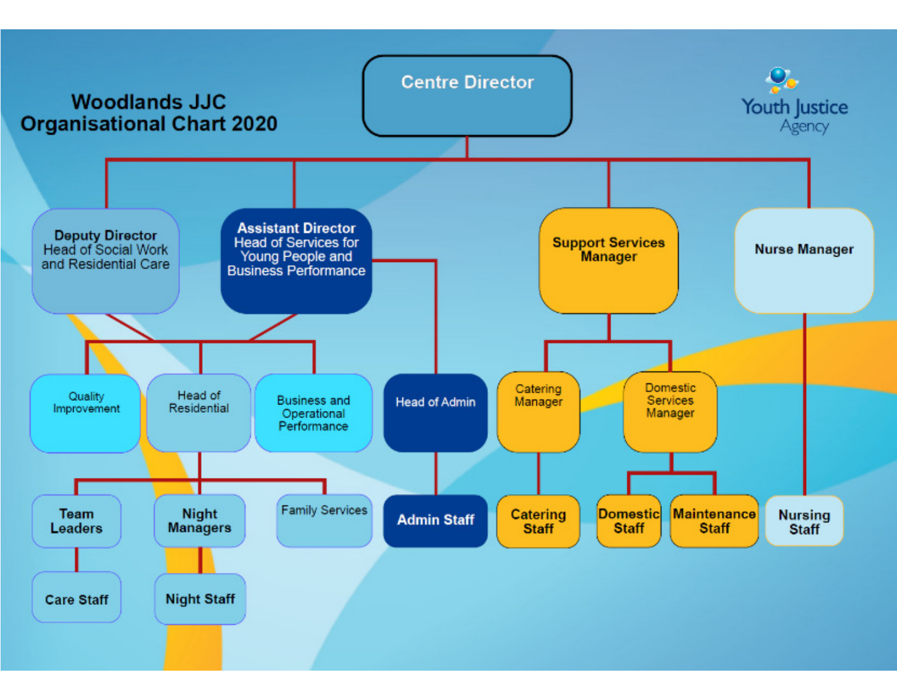# Woodlands JJC Organisational Chart 2020

Youth Justice Agency

- **Centre Director**
  - **Deputy Director** Head of Social Work and Residential Care
  - **Assistant Director** Head of Services for Young People and Business Performance
    - Quality Improvement
    - Head of Residential
      - **Team Leaders**
        - **Care Staff**
      - **Night Managers**
        - **Night Staff**
      - Family Services
    - Business and Operational Performance
    - Head of Admin
      - **Admin Staff**
  - **Support Services Manager**
    - Catering Manager
      - **Catering Staff**
    - Domestic Services Manager
      - **Domestic Staff**
      - **Maintenance Staff**
  - **Nurse Manager**
    - **Nursing Staff**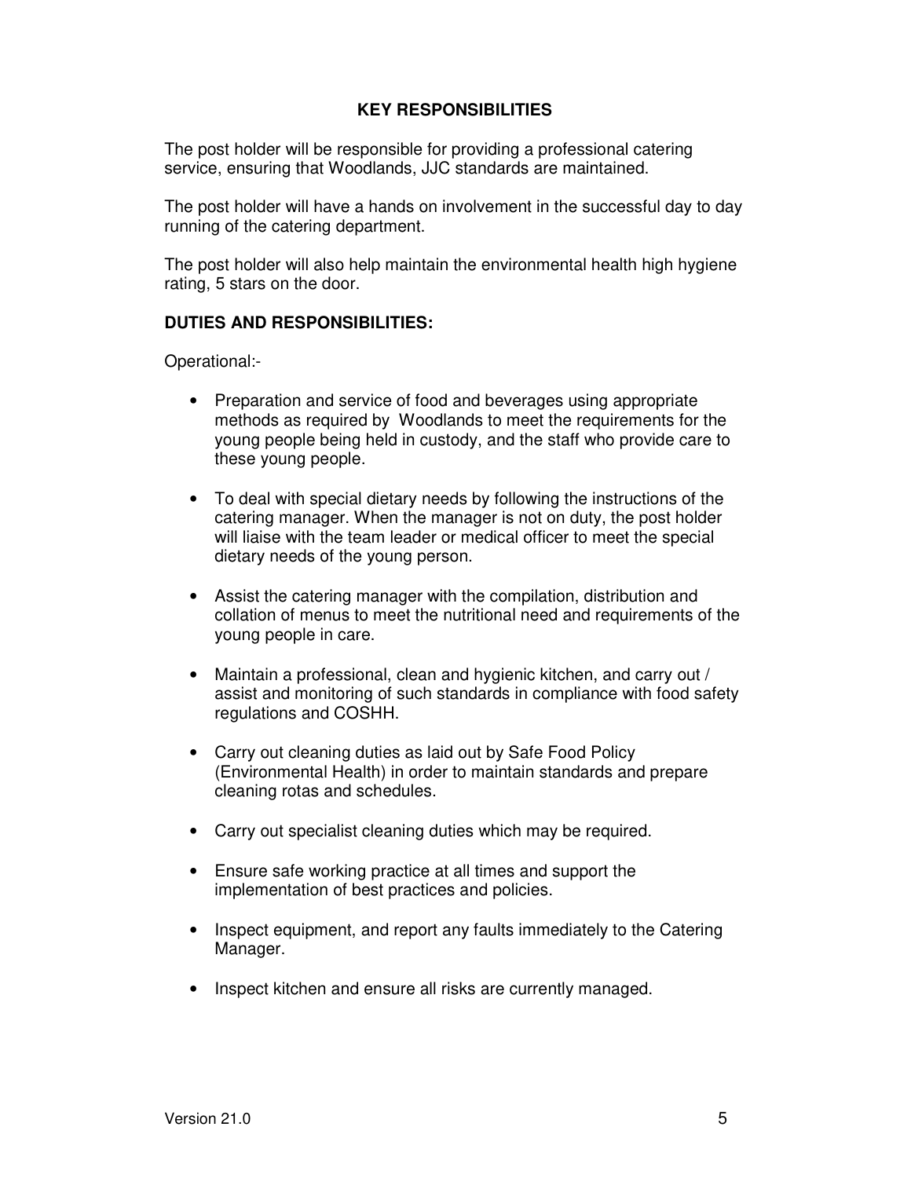## KEY RESPONSIBILITIES

The post holder will be responsible for providing a professional catering service, ensuring that Woodlands, JJC standards are maintained.

The post holder will have a hands on involvement in the successful day to day running of the catering department.

The post holder will also help maintain the environmental health high hygiene rating, 5 stars on the door.

### DUTIES AND RESPONSIBILITIES:

Operational:-

- Preparation and service of food and beverages using appropriate methods as required by Woodlands to meet the requirements for the young people being held in custody, and the staff who provide care to these young people.
- To deal with special dietary needs by following the instructions of the catering manager. When the manager is not on duty, the post holder will liaise with the team leader or medical officer to meet the special dietary needs of the young person.
- Assist the catering manager with the compilation, distribution and collation of menus to meet the nutritional need and requirements of the young people in care.
- Maintain a professional, clean and hygienic kitchen, and carry out / assist and monitoring of such standards in compliance with food safety regulations and COSHH.
- Carry out cleaning duties as laid out by Safe Food Policy (Environmental Health) in order to maintain standards and prepare cleaning rotas and schedules.
- Carry out specialist cleaning duties which may be required.
- Ensure safe working practice at all times and support the implementation of best practices and policies.
- Inspect equipment, and report any faults immediately to the Catering Manager.
- Inspect kitchen and ensure all risks are currently managed.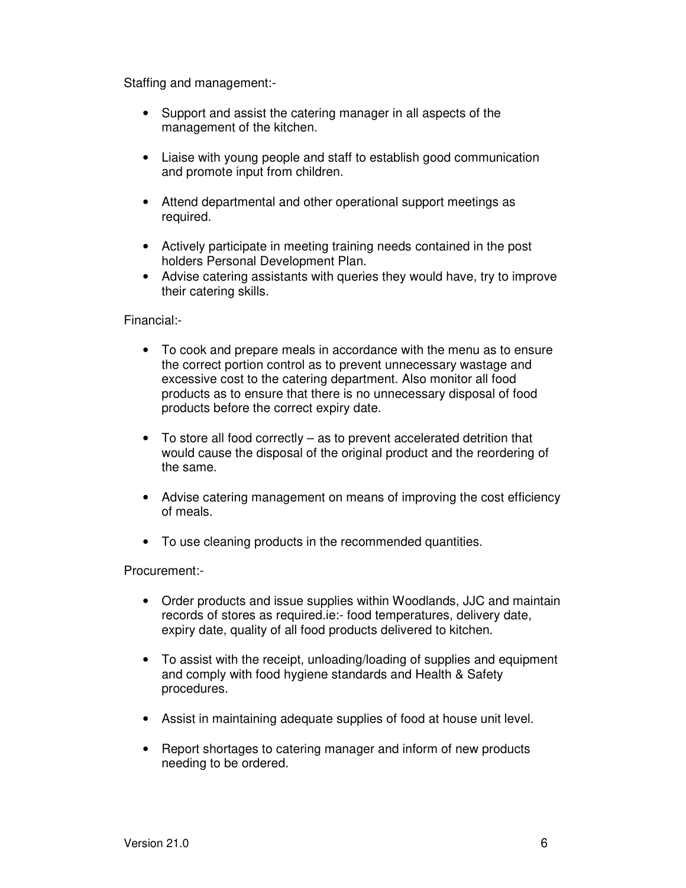Staffing and management:-

- Support and assist the catering manager in all aspects of the management of the kitchen.
- Liaise with young people and staff to establish good communication and promote input from children.
- Attend departmental and other operational support meetings as required.
- Actively participate in meeting training needs contained in the post holders Personal Development Plan.
- Advise catering assistants with queries they would have, try to improve their catering skills.

Financial:-

- To cook and prepare meals in accordance with the menu as to ensure the correct portion control as to prevent unnecessary wastage and excessive cost to the catering department. Also monitor all food products as to ensure that there is no unnecessary disposal of food products before the correct expiry date.
- To store all food correctly – as to prevent accelerated detrition that would cause the disposal of the original product and the reordering of the same.
- Advise catering management on means of improving the cost efficiency of meals.
- To use cleaning products in the recommended quantities.

Procurement:-

- Order products and issue supplies within Woodlands, JJC and maintain records of stores as required.ie:- food temperatures, delivery date, expiry date, quality of all food products delivered to kitchen.
- To assist with the receipt, unloading/loading of supplies and equipment and comply with food hygiene standards and Health & Safety procedures.
- Assist in maintaining adequate supplies of food at house unit level.
- Report shortages to catering manager and inform of new products needing to be ordered.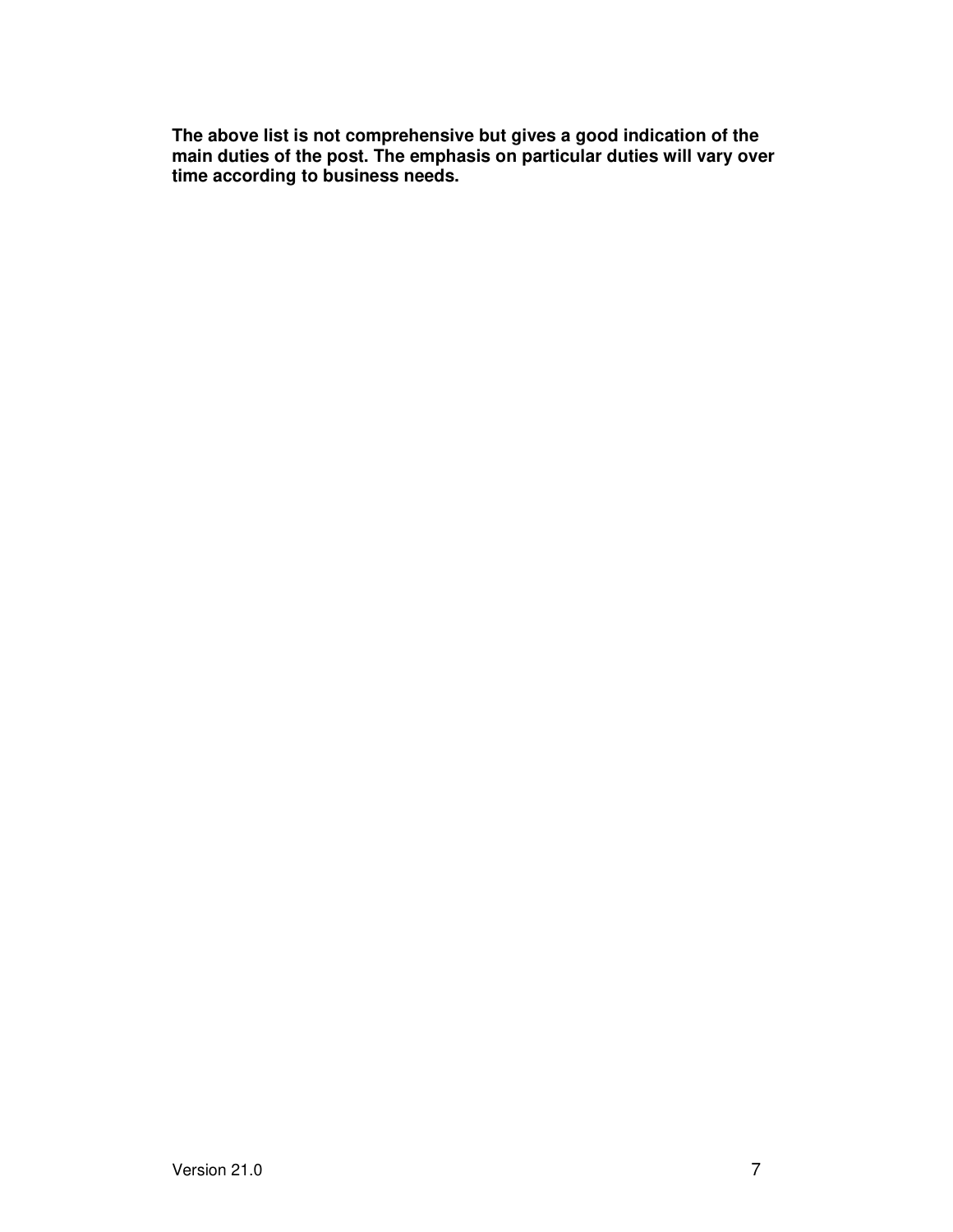**The above list is not comprehensive but gives a good indication of the main duties of the post. The emphasis on particular duties will vary over time according to business needs.**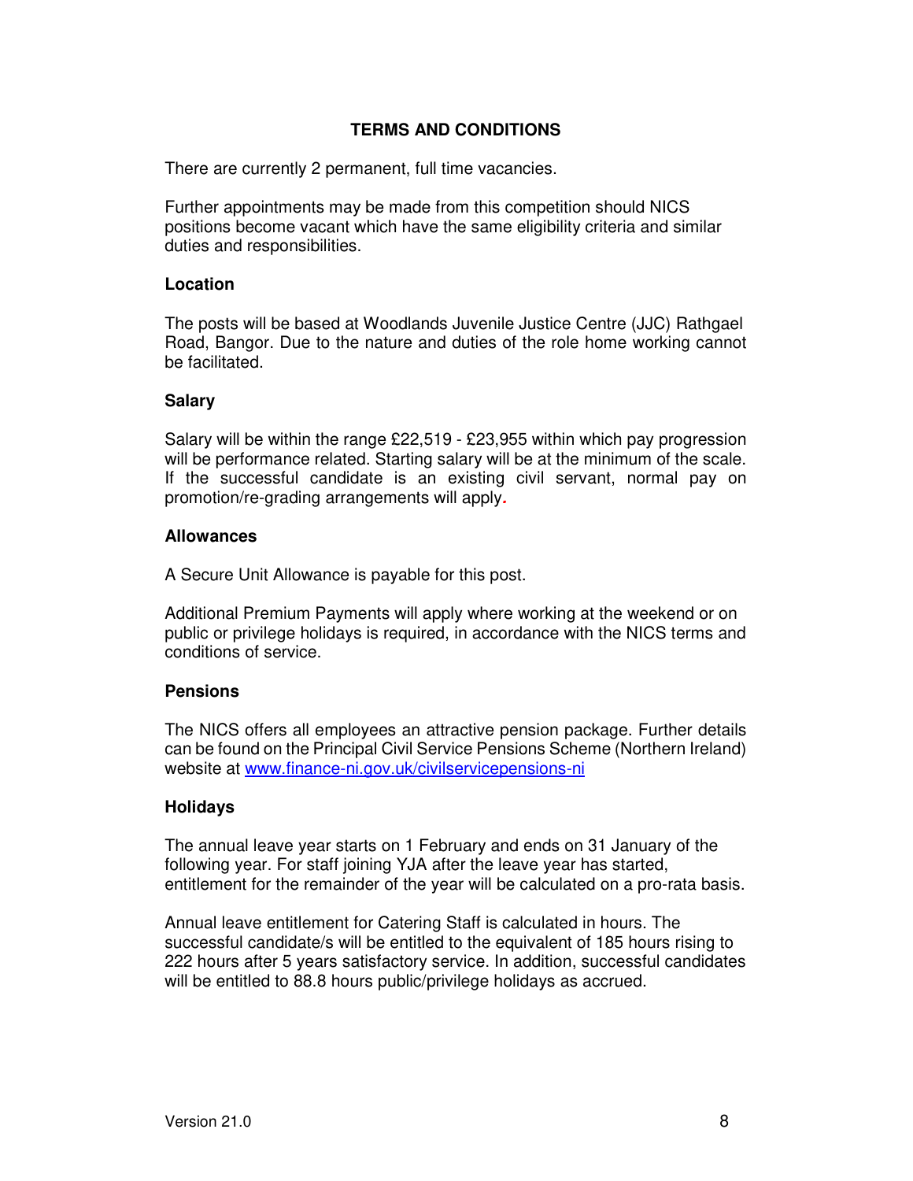## TERMS AND CONDITIONS

There are currently 2 permanent, full time vacancies.

Further appointments may be made from this competition should NICS positions become vacant which have the same eligibility criteria and similar duties and responsibilities.

### Location

The posts will be based at Woodlands Juvenile Justice Centre (JJC) Rathgael Road, Bangor. Due to the nature and duties of the role home working cannot be facilitated.

### Salary

Salary will be within the range £22,519 - £23,955 within which pay progression will be performance related. Starting salary will be at the minimum of the scale. If the successful candidate is an existing civil servant, normal pay on promotion/re-grading arrangements will apply.

### Allowances

A Secure Unit Allowance is payable for this post.

Additional Premium Payments will apply where working at the weekend or on public or privilege holidays is required, in accordance with the NICS terms and conditions of service.

### Pensions

The NICS offers all employees an attractive pension package. Further details can be found on the Principal Civil Service Pensions Scheme (Northern Ireland) website at www.finance-ni.gov.uk/civilservicepensions-ni

### Holidays

The annual leave year starts on 1 February and ends on 31 January of the following year. For staff joining YJA after the leave year has started, entitlement for the remainder of the year will be calculated on a pro-rata basis.

Annual leave entitlement for Catering Staff is calculated in hours. The successful candidate/s will be entitled to the equivalent of 185 hours rising to 222 hours after 5 years satisfactory service. In addition, successful candidates will be entitled to 88.8 hours public/privilege holidays as accrued.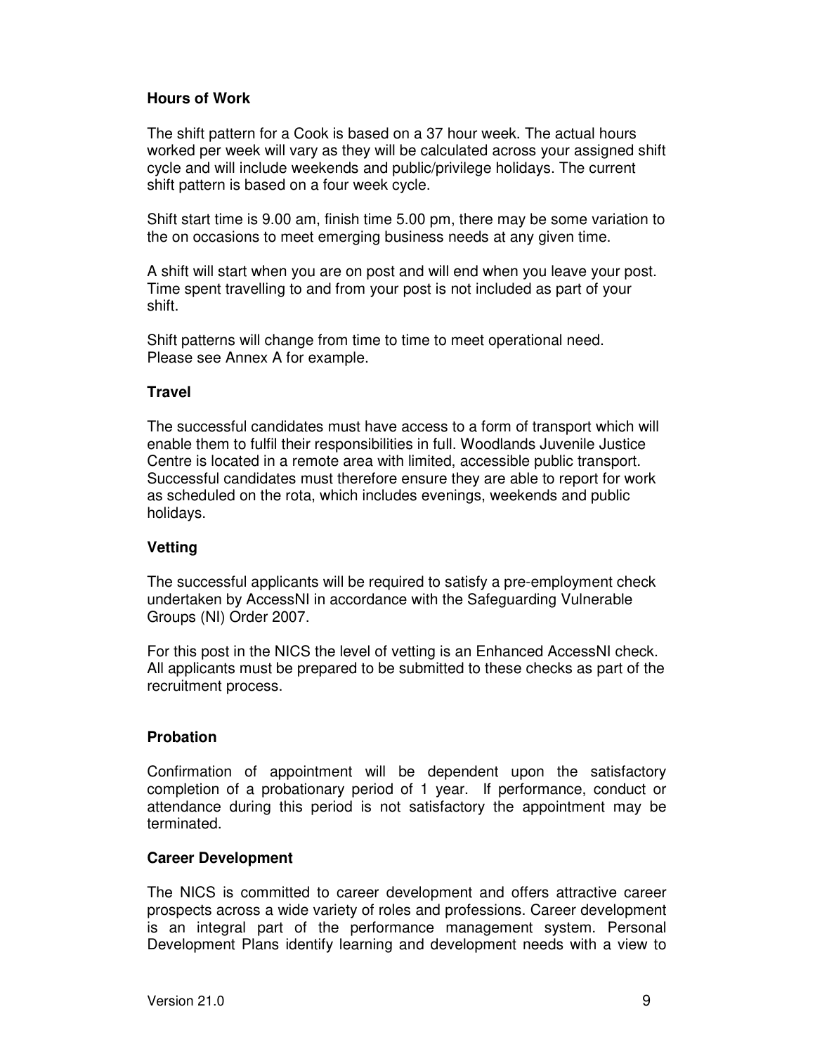## Hours of Work

The shift pattern for a Cook is based on a 37 hour week. The actual hours worked per week will vary as they will be calculated across your assigned shift cycle and will include weekends and public/privilege holidays. The current shift pattern is based on a four week cycle.

Shift start time is 9.00 am, finish time 5.00 pm, there may be some variation to the on occasions to meet emerging business needs at any given time.

A shift will start when you are on post and will end when you leave your post. Time spent travelling to and from your post is not included as part of your shift.

Shift patterns will change from time to time to meet operational need. Please see Annex A for example.

## Travel

The successful candidates must have access to a form of transport which will enable them to fulfil their responsibilities in full. Woodlands Juvenile Justice Centre is located in a remote area with limited, accessible public transport. Successful candidates must therefore ensure they are able to report for work as scheduled on the rota, which includes evenings, weekends and public holidays.

## Vetting

The successful applicants will be required to satisfy a pre-employment check undertaken by AccessNI in accordance with the Safeguarding Vulnerable Groups (NI) Order 2007.

For this post in the NICS the level of vetting is an Enhanced AccessNI check. All applicants must be prepared to be submitted to these checks as part of the recruitment process.

## Probation

Confirmation of appointment will be dependent upon the satisfactory completion of a probationary period of 1 year. If performance, conduct or attendance during this period is not satisfactory the appointment may be terminated.

## Career Development

The NICS is committed to career development and offers attractive career prospects across a wide variety of roles and professions. Career development is an integral part of the performance management system. Personal Development Plans identify learning and development needs with a view to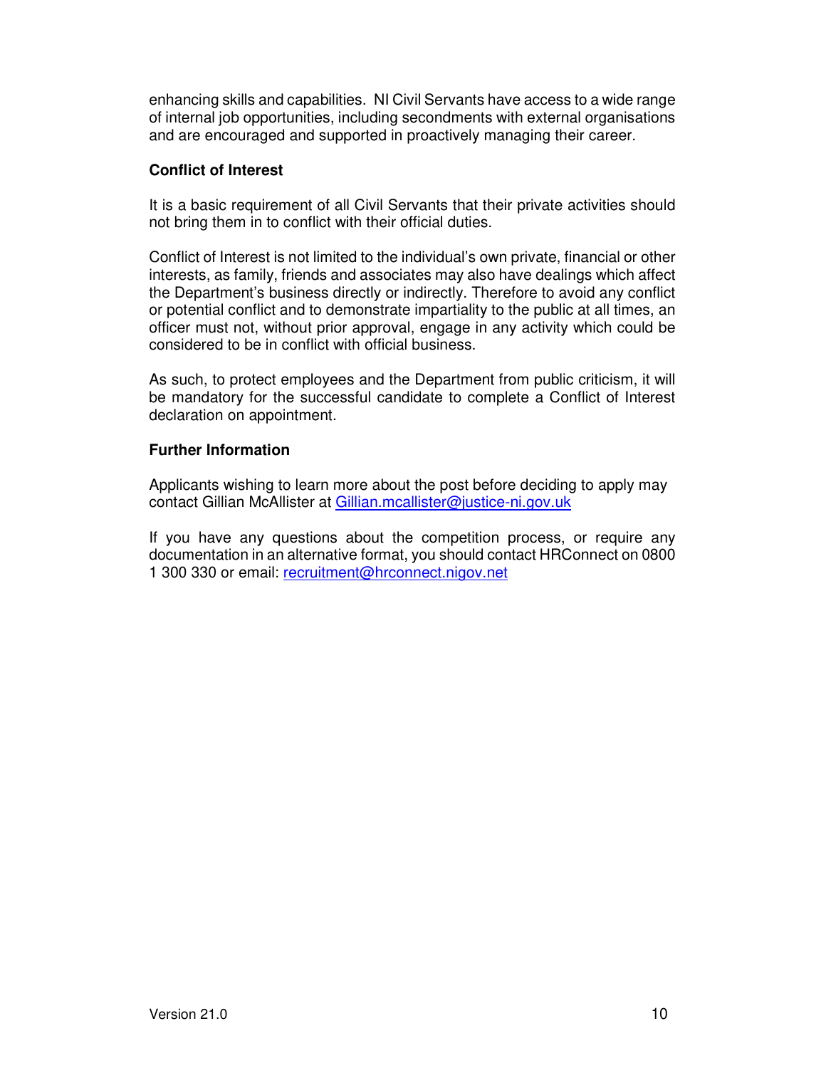enhancing skills and capabilities. NI Civil Servants have access to a wide range of internal job opportunities, including secondments with external organisations and are encouraged and supported in proactively managing their career.

**Conflict of Interest**

It is a basic requirement of all Civil Servants that their private activities should not bring them in to conflict with their official duties.

Conflict of Interest is not limited to the individual's own private, financial or other interests, as family, friends and associates may also have dealings which affect the Department's business directly or indirectly. Therefore to avoid any conflict or potential conflict and to demonstrate impartiality to the public at all times, an officer must not, without prior approval, engage in any activity which could be considered to be in conflict with official business.

As such, to protect employees and the Department from public criticism, it will be mandatory for the successful candidate to complete a Conflict of Interest declaration on appointment.

**Further Information**

Applicants wishing to learn more about the post before deciding to apply may contact Gillian McAllister at Gillian.mcallister@justice-ni.gov.uk

If you have any questions about the competition process, or require any documentation in an alternative format, you should contact HRConnect on 0800 1 300 330 or email: recruitment@hrconnect.nigov.net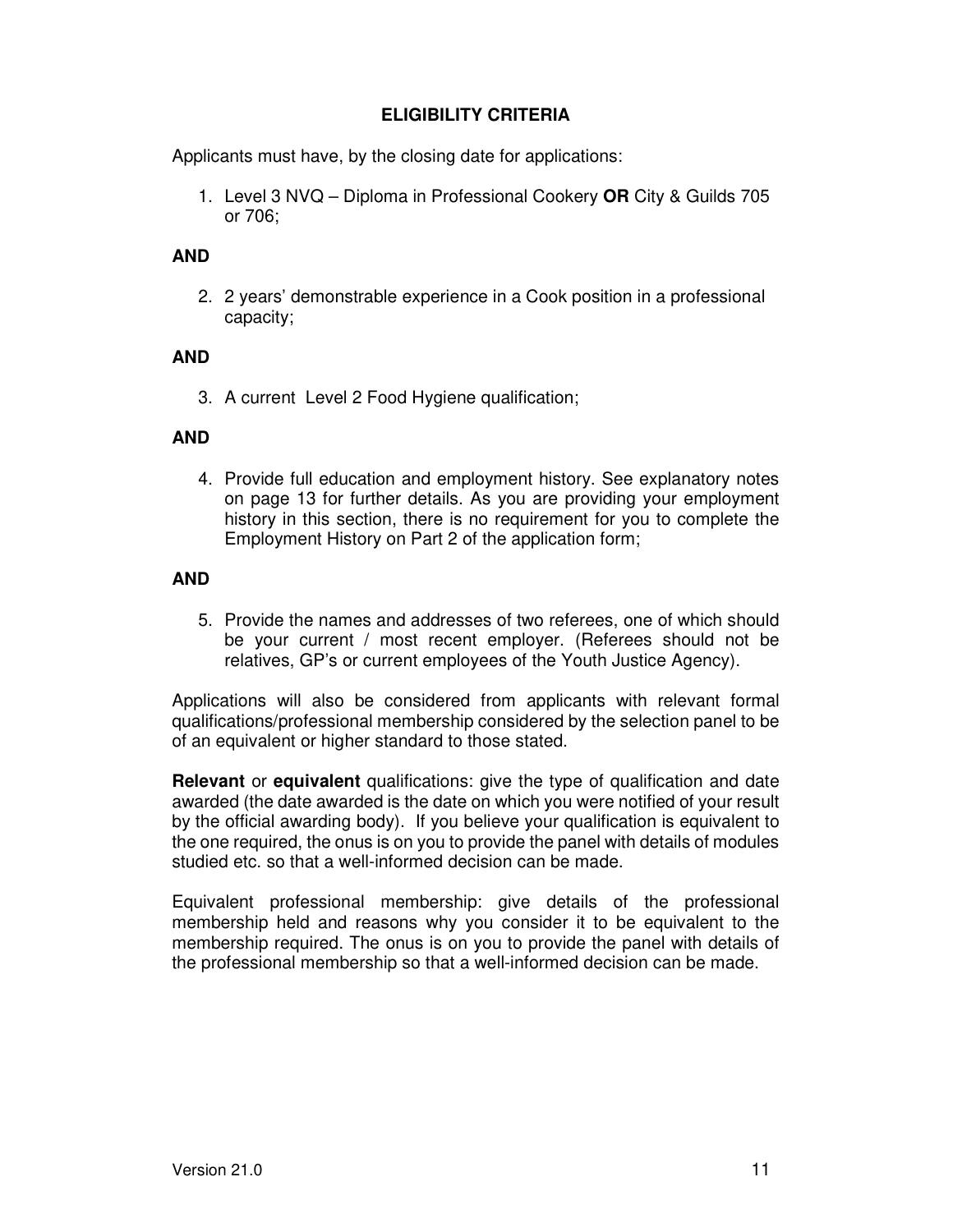## ELIGIBILITY CRITERIA

Applicants must have, by the closing date for applications:

1. Level 3 NVQ – Diploma in Professional Cookery **OR** City & Guilds 705 or 706;

**AND**

2. 2 years' demonstrable experience in a Cook position in a professional capacity;

**AND**

3. A current Level 2 Food Hygiene qualification;

**AND**

4. Provide full education and employment history. See explanatory notes on page 13 for further details. As you are providing your employment history in this section, there is no requirement for you to complete the Employment History on Part 2 of the application form;

**AND**

5. Provide the names and addresses of two referees, one of which should be your current / most recent employer. (Referees should not be relatives, GP's or current employees of the Youth Justice Agency).

Applications will also be considered from applicants with relevant formal qualifications/professional membership considered by the selection panel to be of an equivalent or higher standard to those stated.

**Relevant** or **equivalent** qualifications: give the type of qualification and date awarded (the date awarded is the date on which you were notified of your result by the official awarding body). If you believe your qualification is equivalent to the one required, the onus is on you to provide the panel with details of modules studied etc. so that a well-informed decision can be made.

Equivalent professional membership: give details of the professional membership held and reasons why you consider it to be equivalent to the membership required. The onus is on you to provide the panel with details of the professional membership so that a well-informed decision can be made.

Version 21.0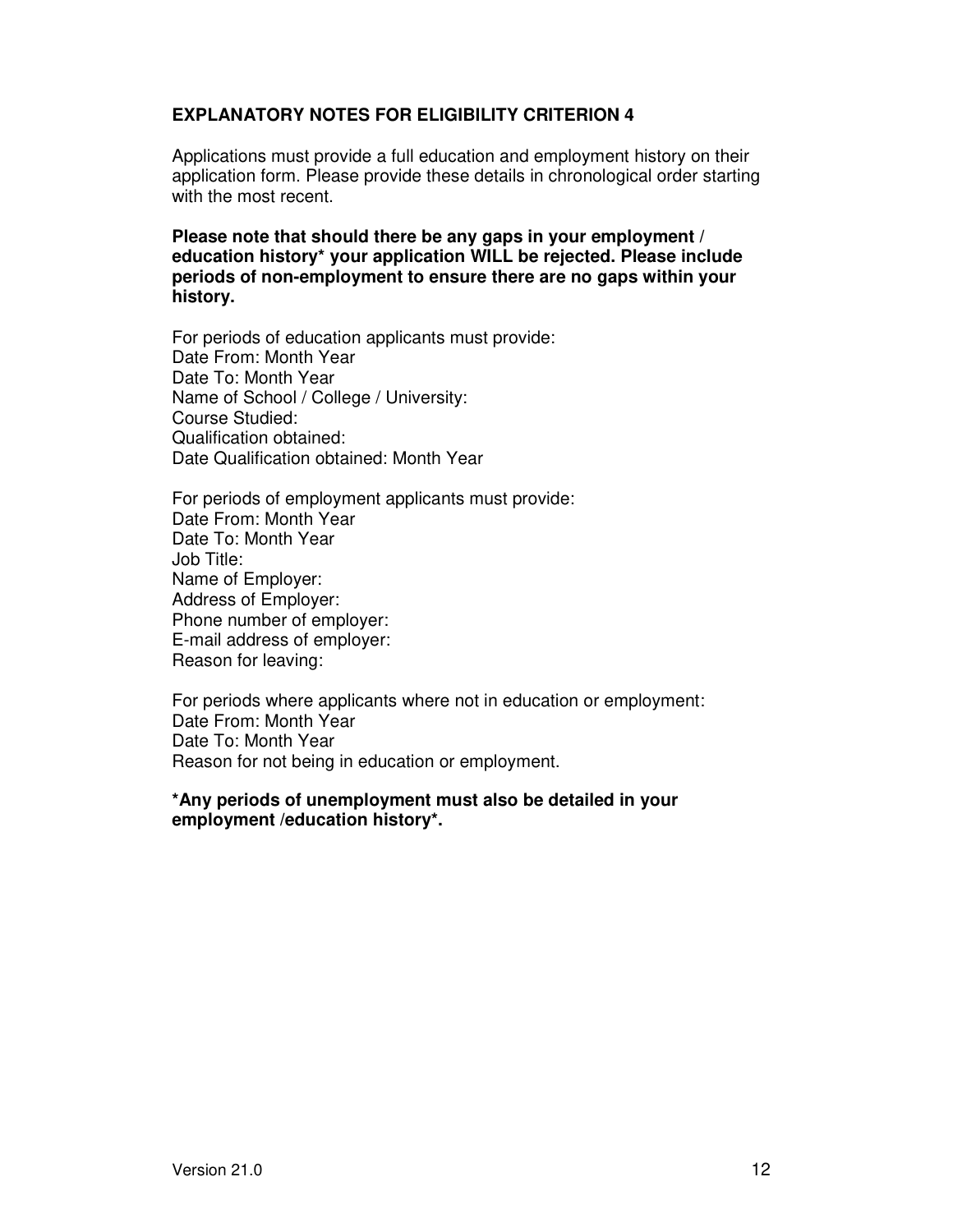## EXPLANATORY NOTES FOR ELIGIBILITY CRITERION 4

Applications must provide a full education and employment history on their application form. Please provide these details in chronological order starting with the most recent.

**Please note that should there be any gaps in your employment / education history* your application WILL be rejected. Please include periods of non-employment to ensure there are no gaps within your history.**

For periods of education applicants must provide:
Date From: Month Year
Date To: Month Year
Name of School / College / University:
Course Studied:
Qualification obtained:
Date Qualification obtained: Month Year

For periods of employment applicants must provide:
Date From: Month Year
Date To: Month Year
Job Title:
Name of Employer:
Address of Employer:
Phone number of employer:
E-mail address of employer:
Reason for leaving:

For periods where applicants where not in education or employment:
Date From: Month Year
Date To: Month Year
Reason for not being in education or employment.

**\*Any periods of unemployment must also be detailed in your employment /education history\*.**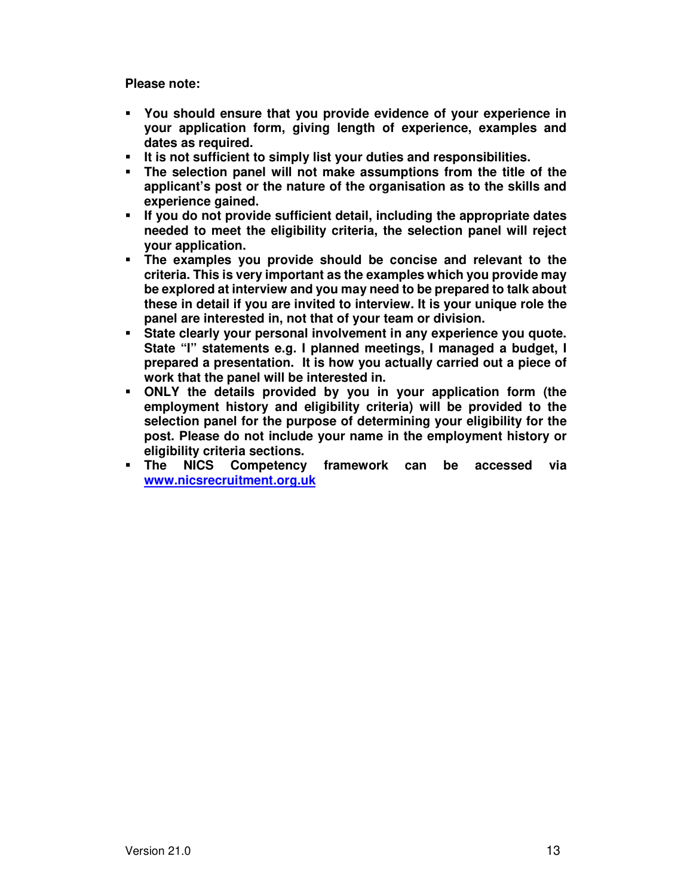**Please note:**

- **You should ensure that you provide evidence of your experience in your application form, giving length of experience, examples and dates as required.**
- **It is not sufficient to simply list your duties and responsibilities.**
- **The selection panel will not make assumptions from the title of the applicant's post or the nature of the organisation as to the skills and experience gained.**
- **If you do not provide sufficient detail, including the appropriate dates needed to meet the eligibility criteria, the selection panel will reject your application.**
- **The examples you provide should be concise and relevant to the criteria. This is very important as the examples which you provide may be explored at interview and you may need to be prepared to talk about these in detail if you are invited to interview. It is your unique role the panel are interested in, not that of your team or division.**
- **State clearly your personal involvement in any experience you quote. State "I" statements e.g. I planned meetings, I managed a budget, I prepared a presentation. It is how you actually carried out a piece of work that the panel will be interested in.**
- **ONLY the details provided by you in your application form (the employment history and eligibility criteria) will be provided to the selection panel for the purpose of determining your eligibility for the post. Please do not include your name in the employment history or eligibility criteria sections.**
- **The NICS Competency framework can be accessed via [www.nicsrecruitment.org.uk](http://www.nicsrecruitment.org.uk)**

Version 21.0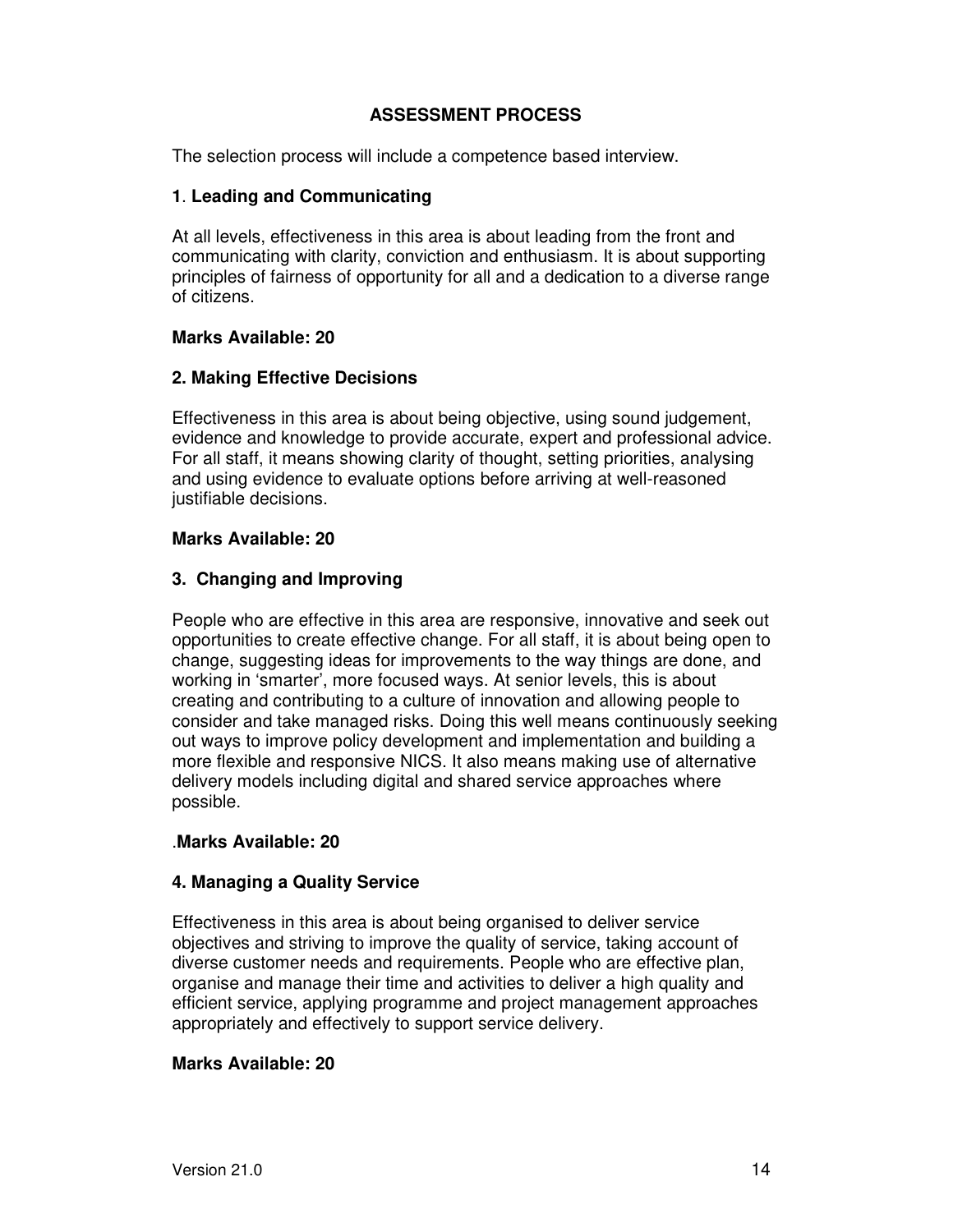## ASSESSMENT PROCESS

The selection process will include a competence based interview.

### 1. Leading and Communicating

At all levels, effectiveness in this area is about leading from the front and communicating with clarity, conviction and enthusiasm. It is about supporting principles of fairness of opportunity for all and a dedication to a diverse range of citizens.

**Marks Available: 20**

### 2. Making Effective Decisions

Effectiveness in this area is about being objective, using sound judgement, evidence and knowledge to provide accurate, expert and professional advice. For all staff, it means showing clarity of thought, setting priorities, analysing and using evidence to evaluate options before arriving at well-reasoned justifiable decisions.

**Marks Available: 20**

### 3. Changing and Improving

People who are effective in this area are responsive, innovative and seek out opportunities to create effective change. For all staff, it is about being open to change, suggesting ideas for improvements to the way things are done, and working in 'smarter', more focused ways. At senior levels, this is about creating and contributing to a culture of innovation and allowing people to consider and take managed risks. Doing this well means continuously seeking out ways to improve policy development and implementation and building a more flexible and responsive NICS. It also means making use of alternative delivery models including digital and shared service approaches where possible.

.**Marks Available: 20**

### 4. Managing a Quality Service

Effectiveness in this area is about being organised to deliver service objectives and striving to improve the quality of service, taking account of diverse customer needs and requirements. People who are effective plan, organise and manage their time and activities to deliver a high quality and efficient service, applying programme and project management approaches appropriately and effectively to support service delivery.

**Marks Available: 20**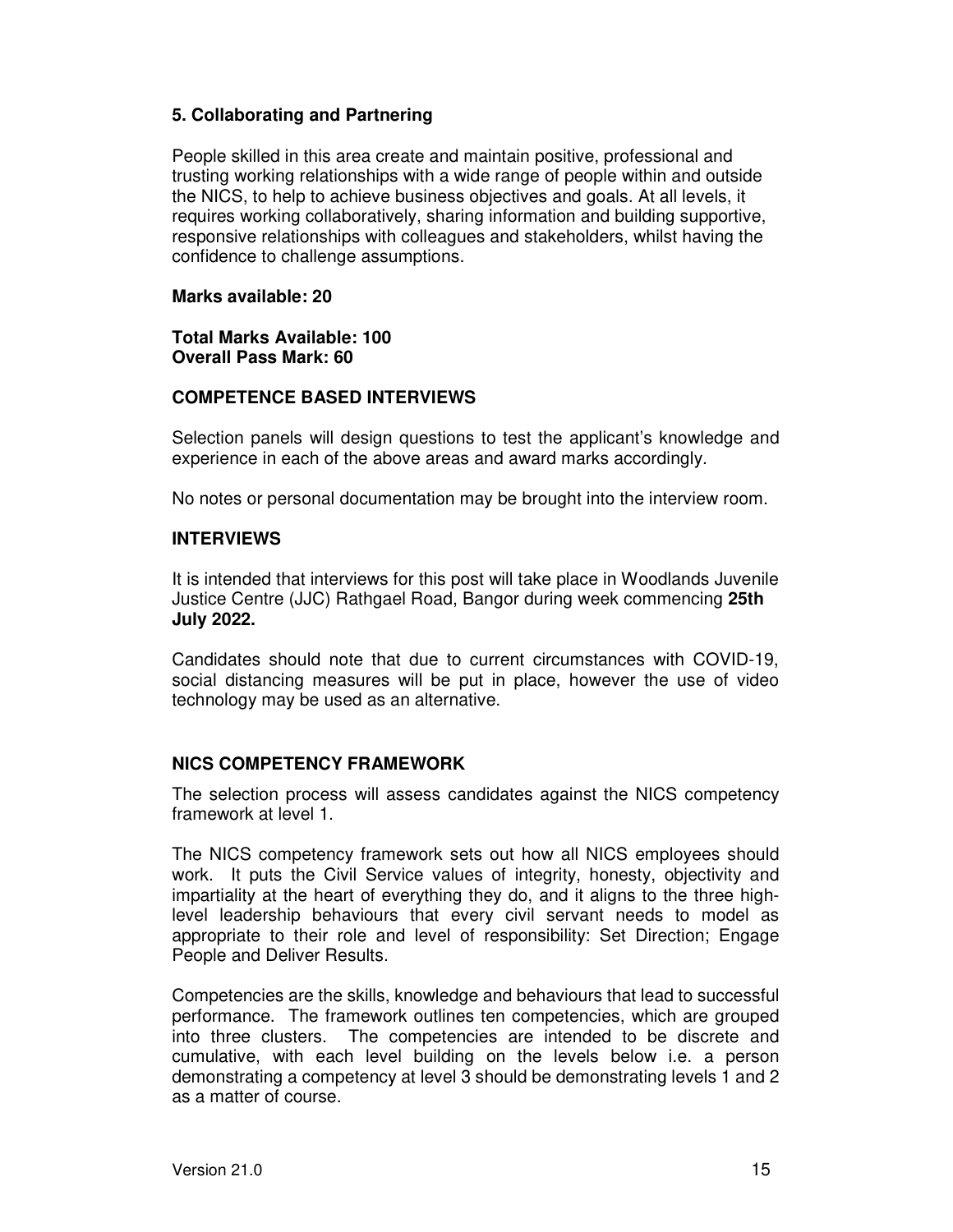### 5. Collaborating and Partnering

People skilled in this area create and maintain positive, professional and trusting working relationships with a wide range of people within and outside the NICS, to help to achieve business objectives and goals. At all levels, it requires working collaboratively, sharing information and building supportive, responsive relationships with colleagues and stakeholders, whilst having the confidence to challenge assumptions.

**Marks available: 20**

**Total Marks Available: 100**
**Overall Pass Mark: 60**

## COMPETENCE BASED INTERVIEWS

Selection panels will design questions to test the applicant's knowledge and experience in each of the above areas and award marks accordingly.

No notes or personal documentation may be brought into the interview room.

## INTERVIEWS

It is intended that interviews for this post will take place in Woodlands Juvenile Justice Centre (JJC) Rathgael Road, Bangor during week commencing **25th July 2022.**

Candidates should note that due to current circumstances with COVID-19, social distancing measures will be put in place, however the use of video technology may be used as an alternative.

## NICS COMPETENCY FRAMEWORK

The selection process will assess candidates against the NICS competency framework at level 1.

The NICS competency framework sets out how all NICS employees should work. It puts the Civil Service values of integrity, honesty, objectivity and impartiality at the heart of everything they do, and it aligns to the three high-level leadership behaviours that every civil servant needs to model as appropriate to their role and level of responsibility: Set Direction; Engage People and Deliver Results.

Competencies are the skills, knowledge and behaviours that lead to successful performance. The framework outlines ten competencies, which are grouped into three clusters. The competencies are intended to be discrete and cumulative, with each level building on the levels below i.e. a person demonstrating a competency at level 3 should be demonstrating levels 1 and 2 as a matter of course.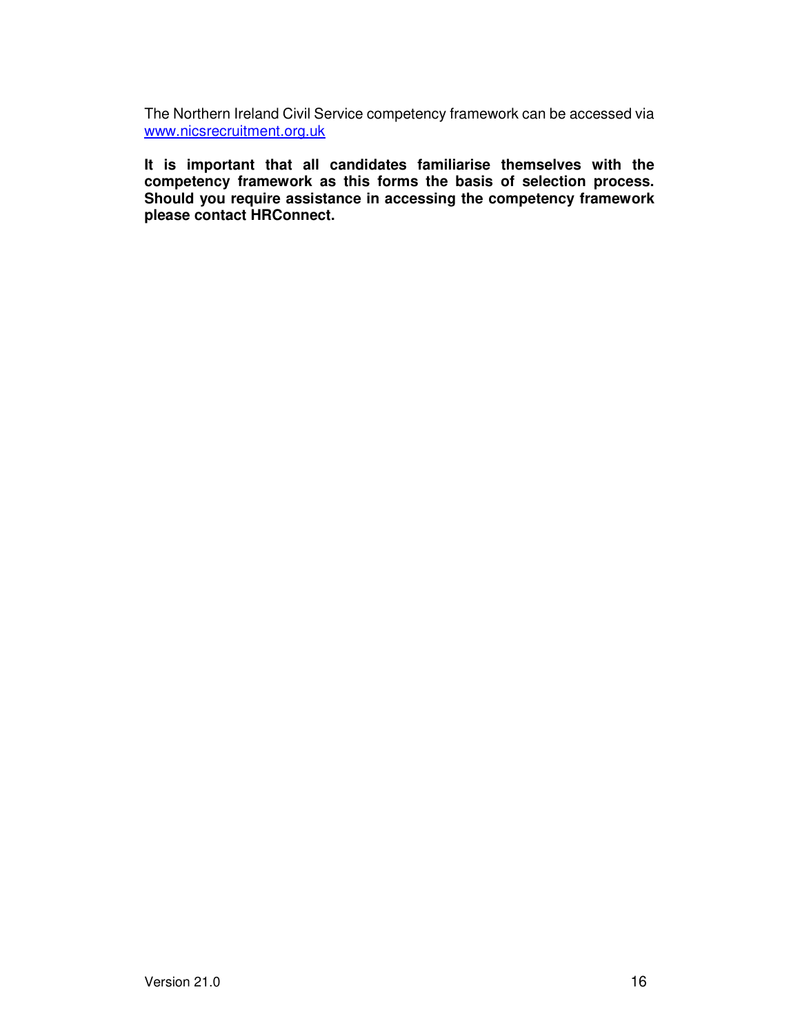The Northern Ireland Civil Service competency framework can be accessed via [www.nicsrecruitment.org.uk](http://www.nicsrecruitment.org.uk)

**It is important that all candidates familiarise themselves with the competency framework as this forms the basis of selection process. Should you require assistance in accessing the competency framework please contact HRConnect.**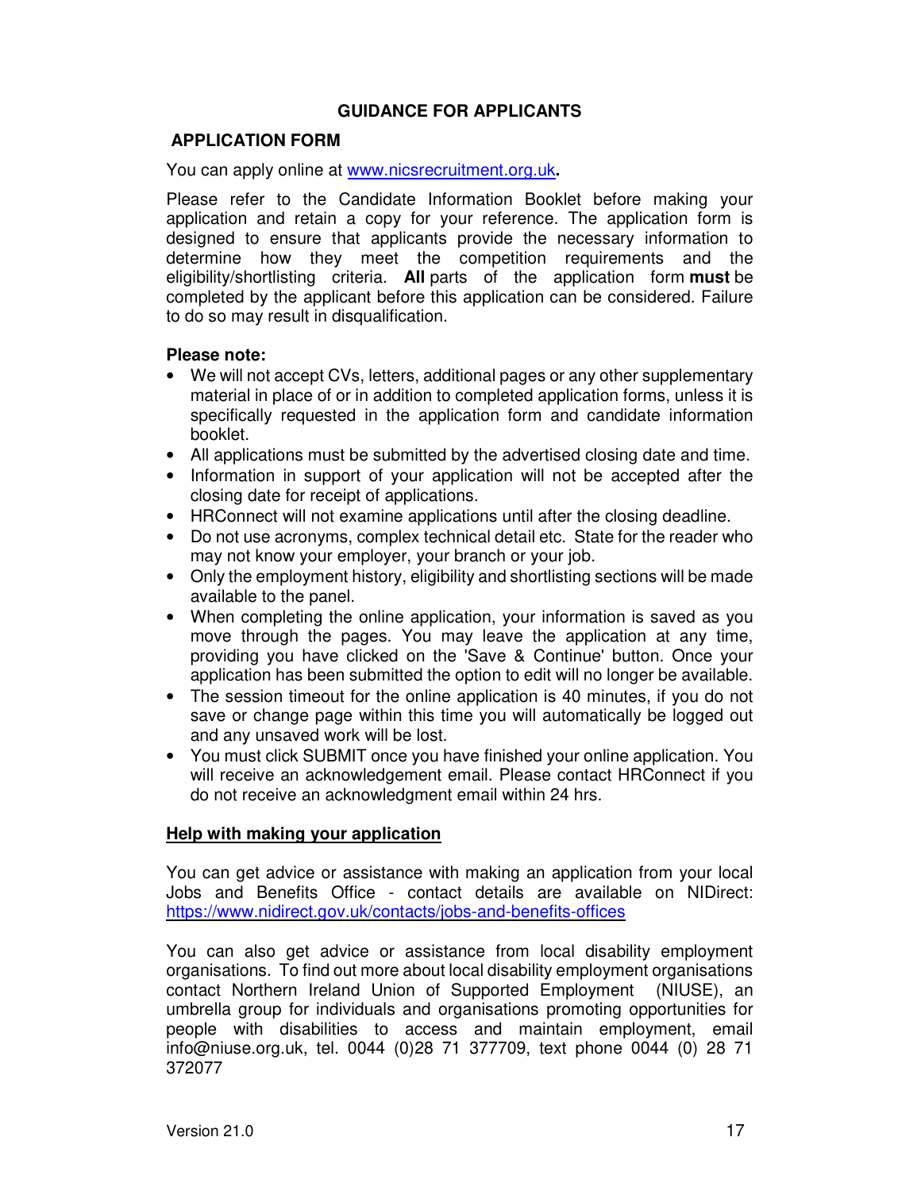# GUIDANCE FOR APPLICANTS

## APPLICATION FORM

You can apply online at www.nicsrecruitment.org.uk**.**

Please refer to the Candidate Information Booklet before making your application and retain a copy for your reference. The application form is designed to ensure that applicants provide the necessary information to determine how they meet the competition requirements and the eligibility/shortlisting criteria. **All** parts of the application form **must** be completed by the applicant before this application can be considered. Failure to do so may result in disqualification.

**Please note:**

- We will not accept CVs, letters, additional pages or any other supplementary material in place of or in addition to completed application forms, unless it is specifically requested in the application form and candidate information booklet.
- All applications must be submitted by the advertised closing date and time.
- Information in support of your application will not be accepted after the closing date for receipt of applications.
- HRConnect will not examine applications until after the closing deadline.
- Do not use acronyms, complex technical detail etc. State for the reader who may not know your employer, your branch or your job.
- Only the employment history, eligibility and shortlisting sections will be made available to the panel.
- When completing the online application, your information is saved as you move through the pages. You may leave the application at any time, providing you have clicked on the 'Save & Continue' button. Once your application has been submitted the option to edit will no longer be available.
- The session timeout for the online application is 40 minutes, if you do not save or change page within this time you will automatically be logged out and any unsaved work will be lost.
- You must click SUBMIT once you have finished your online application. You will receive an acknowledgement email. Please contact HRConnect if you do not receive an acknowledgment email within 24 hrs.

### Help with making your application

You can get advice or assistance with making an application from your local Jobs and Benefits Office - contact details are available on NIDirect: https://www.nidirect.gov.uk/contacts/jobs-and-benefits-offices

You can also get advice or assistance from local disability employment organisations. To find out more about local disability employment organisations contact Northern Ireland Union of Supported Employment (NIUSE), an umbrella group for individuals and organisations promoting opportunities for people with disabilities to access and maintain employment, email info@niuse.org.uk, tel. 0044 (0)28 71 377709, text phone 0044 (0) 28 71 372077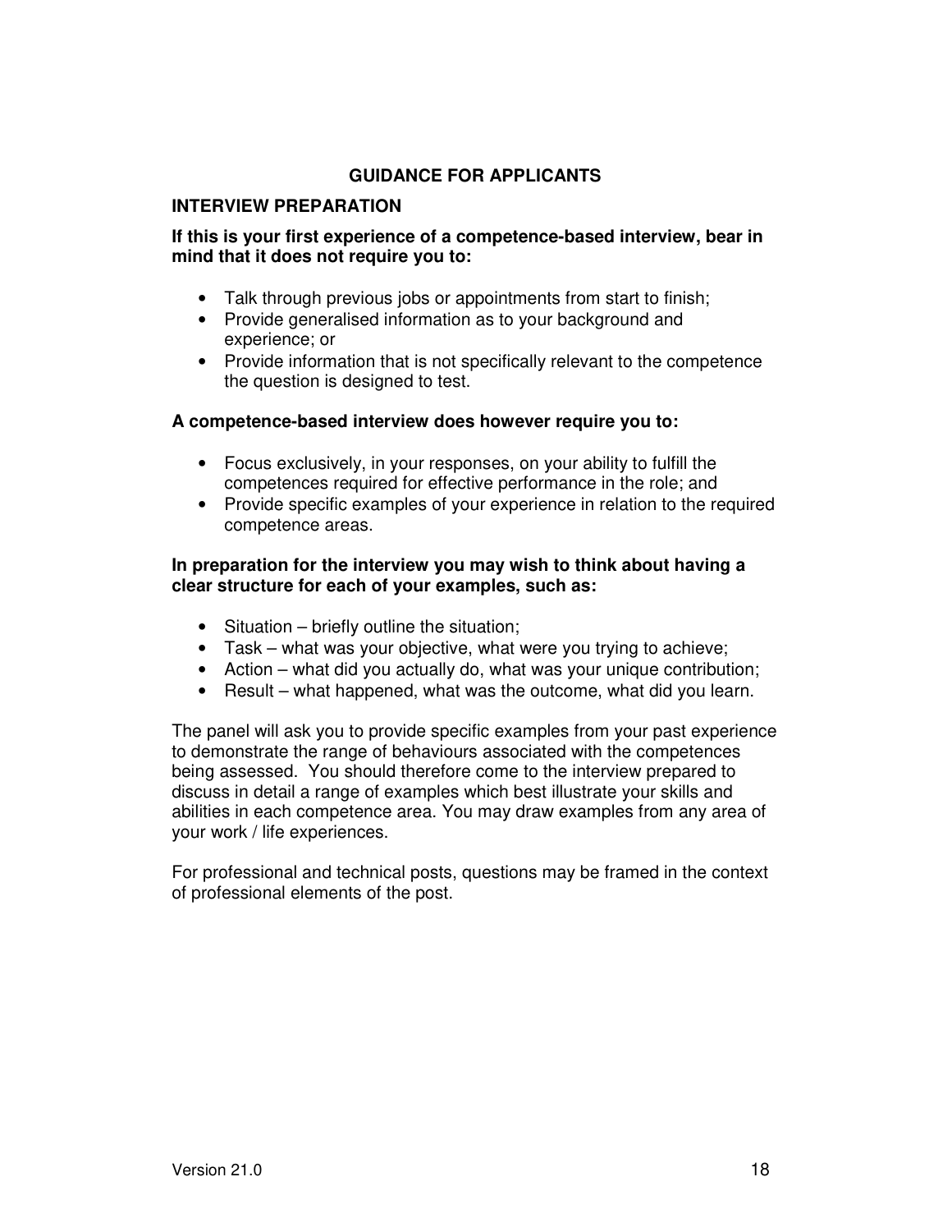# GUIDANCE FOR APPLICANTS

## INTERVIEW PREPARATION

**If this is your first experience of a competence-based interview, bear in mind that it does not require you to:**

- Talk through previous jobs or appointments from start to finish;
- Provide generalised information as to your background and experience; or
- Provide information that is not specifically relevant to the competence the question is designed to test.

**A competence-based interview does however require you to:**

- Focus exclusively, in your responses, on your ability to fulfill the competences required for effective performance in the role; and
- Provide specific examples of your experience in relation to the required competence areas.

**In preparation for the interview you may wish to think about having a clear structure for each of your examples, such as:**

- Situation – briefly outline the situation;
- Task – what was your objective, what were you trying to achieve;
- Action – what did you actually do, what was your unique contribution;
- Result – what happened, what was the outcome, what did you learn.

The panel will ask you to provide specific examples from your past experience to demonstrate the range of behaviours associated with the competences being assessed. You should therefore come to the interview prepared to discuss in detail a range of examples which best illustrate your skills and abilities in each competence area. You may draw examples from any area of your work / life experiences.

For professional and technical posts, questions may be framed in the context of professional elements of the post.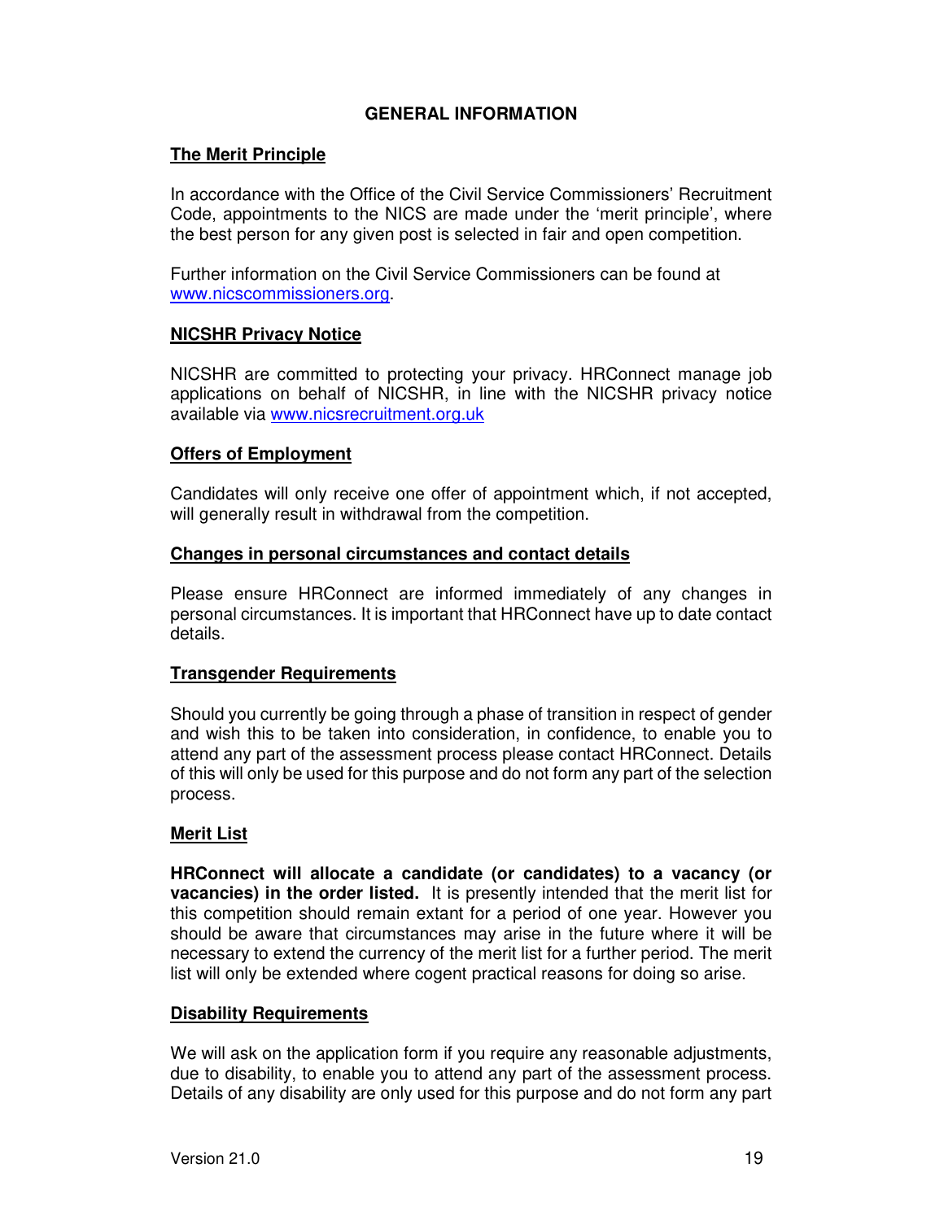# GENERAL INFORMATION

## The Merit Principle

In accordance with the Office of the Civil Service Commissioners' Recruitment Code, appointments to the NICS are made under the 'merit principle', where the best person for any given post is selected in fair and open competition.

Further information on the Civil Service Commissioners can be found at [www.nicscommissioners.org](http://www.nicscommissioners.org).

## NICSHR Privacy Notice

NICSHR are committed to protecting your privacy. HRConnect manage job applications on behalf of NICSHR, in line with the NICSHR privacy notice available via [www.nicsrecruitment.org.uk](http://www.nicsrecruitment.org.uk)

## Offers of Employment

Candidates will only receive one offer of appointment which, if not accepted, will generally result in withdrawal from the competition.

## Changes in personal circumstances and contact details

Please ensure HRConnect are informed immediately of any changes in personal circumstances. It is important that HRConnect have up to date contact details.

## Transgender Requirements

Should you currently be going through a phase of transition in respect of gender and wish this to be taken into consideration, in confidence, to enable you to attend any part of the assessment process please contact HRConnect. Details of this will only be used for this purpose and do not form any part of the selection process.

## Merit List

**HRConnect will allocate a candidate (or candidates) to a vacancy (or vacancies) in the order listed.** It is presently intended that the merit list for this competition should remain extant for a period of one year. However you should be aware that circumstances may arise in the future where it will be necessary to extend the currency of the merit list for a further period. The merit list will only be extended where cogent practical reasons for doing so arise.

## Disability Requirements

We will ask on the application form if you require any reasonable adjustments, due to disability, to enable you to attend any part of the assessment process. Details of any disability are only used for this purpose and do not form any part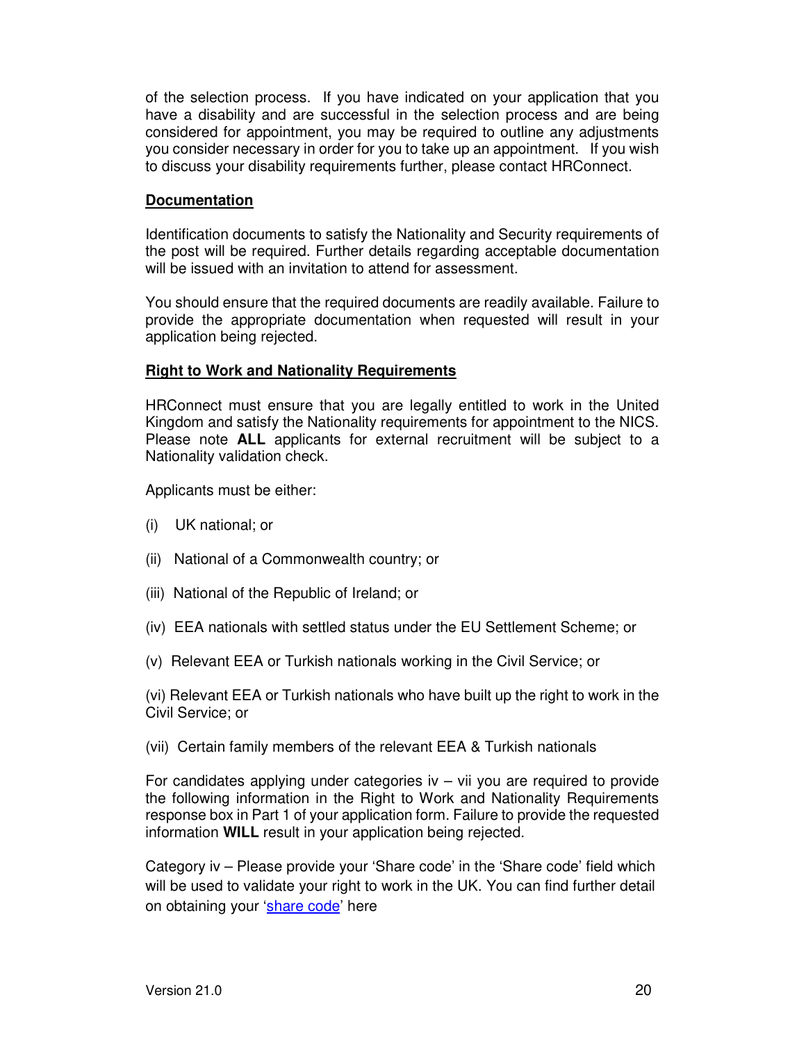of the selection process. If you have indicated on your application that you have a disability and are successful in the selection process and are being considered for appointment, you may be required to outline any adjustments you consider necessary in order for you to take up an appointment. If you wish to discuss your disability requirements further, please contact HRConnect.

## Documentation

Identification documents to satisfy the Nationality and Security requirements of the post will be required. Further details regarding acceptable documentation will be issued with an invitation to attend for assessment.

You should ensure that the required documents are readily available. Failure to provide the appropriate documentation when requested will result in your application being rejected.

## Right to Work and Nationality Requirements

HRConnect must ensure that you are legally entitled to work in the United Kingdom and satisfy the Nationality requirements for appointment to the NICS. Please note **ALL** applicants for external recruitment will be subject to a Nationality validation check.

Applicants must be either:

(i) UK national; or

(ii) National of a Commonwealth country; or

(iii) National of the Republic of Ireland; or

(iv) EEA nationals with settled status under the EU Settlement Scheme; or

(v) Relevant EEA or Turkish nationals working in the Civil Service; or

(vi) Relevant EEA or Turkish nationals who have built up the right to work in the Civil Service; or

(vii) Certain family members of the relevant EEA & Turkish nationals

For candidates applying under categories iv – vii you are required to provide the following information in the Right to Work and Nationality Requirements response box in Part 1 of your application form. Failure to provide the requested information **WILL** result in your application being rejected.

Category iv – Please provide your 'Share code' in the 'Share code' field which will be used to validate your right to work in the UK. You can find further detail on obtaining your 'share code' here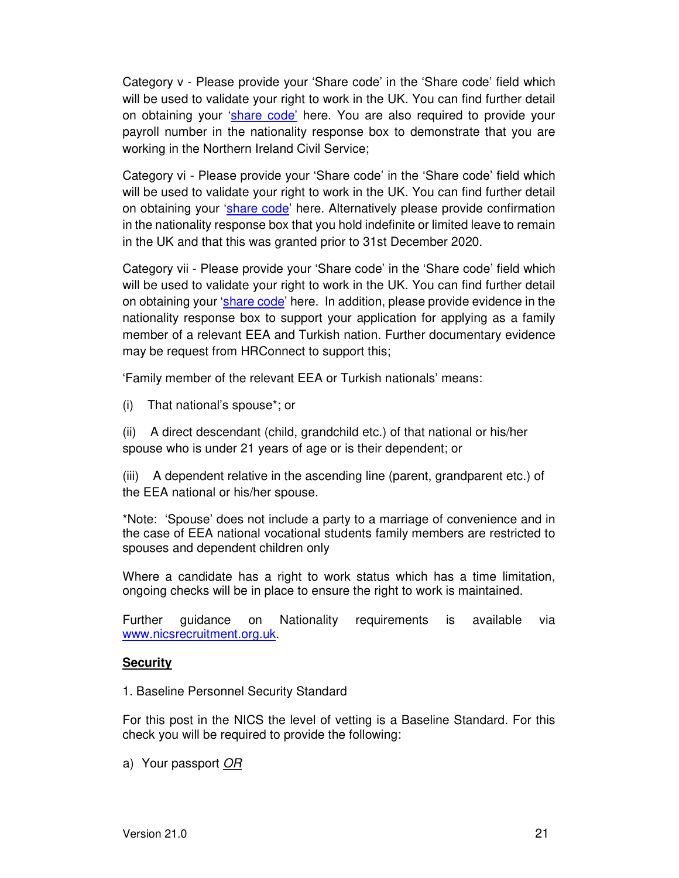Category v - Please provide your 'Share code' in the 'Share code' field which will be used to validate your right to work in the UK. You can find further detail on obtaining your 'share code' here. You are also required to provide your payroll number in the nationality response box to demonstrate that you are working in the Northern Ireland Civil Service;

Category vi - Please provide your 'Share code' in the 'Share code' field which will be used to validate your right to work in the UK. You can find further detail on obtaining your 'share code' here. Alternatively please provide confirmation in the nationality response box that you hold indefinite or limited leave to remain in the UK and that this was granted prior to 31st December 2020.

Category vii - Please provide your 'Share code' in the 'Share code' field which will be used to validate your right to work in the UK. You can find further detail on obtaining your 'share code' here. In addition, please provide evidence in the nationality response box to support your application for applying as a family member of a relevant EEA and Turkish nation. Further documentary evidence may be request from HRConnect to support this;

'Family member of the relevant EEA or Turkish nationals' means:

(i) That national's spouse*; or

(ii) A direct descendant (child, grandchild etc.) of that national or his/her spouse who is under 21 years of age or is their dependent; or

(iii) A dependent relative in the ascending line (parent, grandparent etc.) of the EEA national or his/her spouse.

*Note: 'Spouse' does not include a party to a marriage of convenience and in the case of EEA national vocational students family members are restricted to spouses and dependent children only

Where a candidate has a right to work status which has a time limitation, ongoing checks will be in place to ensure the right to work is maintained.

Further guidance on Nationality requirements is available via www.nicsrecruitment.org.uk.

## Security

1. Baseline Personnel Security Standard

For this post in the NICS the level of vetting is a Baseline Standard. For this check you will be required to provide the following:

a) Your passport *OR*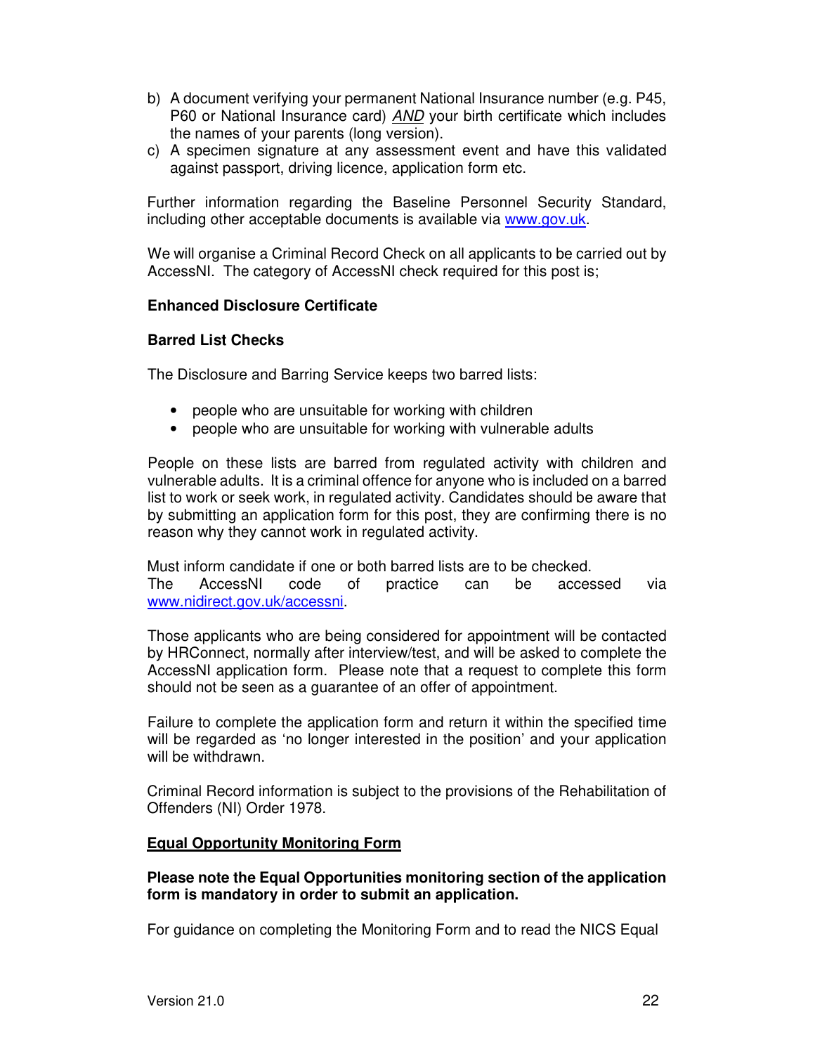b) A document verifying your permanent National Insurance number (e.g. P45, P60 or National Insurance card) ***AND*** your birth certificate which includes the names of your parents (long version).
c) A specimen signature at any assessment event and have this validated against passport, driving licence, application form etc.

Further information regarding the Baseline Personnel Security Standard, including other acceptable documents is available via [www.gov.uk](www.gov.uk).

We will organise a Criminal Record Check on all applicants to be carried out by AccessNI. The category of AccessNI check required for this post is;

**Enhanced Disclosure Certificate**

**Barred List Checks**

The Disclosure and Barring Service keeps two barred lists:

- people who are unsuitable for working with children
- people who are unsuitable for working with vulnerable adults

People on these lists are barred from regulated activity with children and vulnerable adults. It is a criminal offence for anyone who is included on a barred list to work or seek work, in regulated activity. Candidates should be aware that by submitting an application form for this post, they are confirming there is no reason why they cannot work in regulated activity.

Must inform candidate if one or both barred lists are to be checked.
The AccessNI code of practice can be accessed via [www.nidirect.gov.uk/accessni](www.nidirect.gov.uk/accessni).

Those applicants who are being considered for appointment will be contacted by HRConnect, normally after interview/test, and will be asked to complete the AccessNI application form. Please note that a request to complete this form should not be seen as a guarantee of an offer of appointment.

Failure to complete the application form and return it within the specified time will be regarded as 'no longer interested in the position' and your application will be withdrawn.

Criminal Record information is subject to the provisions of the Rehabilitation of Offenders (NI) Order 1978.

**Equal Opportunity Monitoring Form**

**Please note the Equal Opportunities monitoring section of the application form is mandatory in order to submit an application.**

For guidance on completing the Monitoring Form and to read the NICS Equal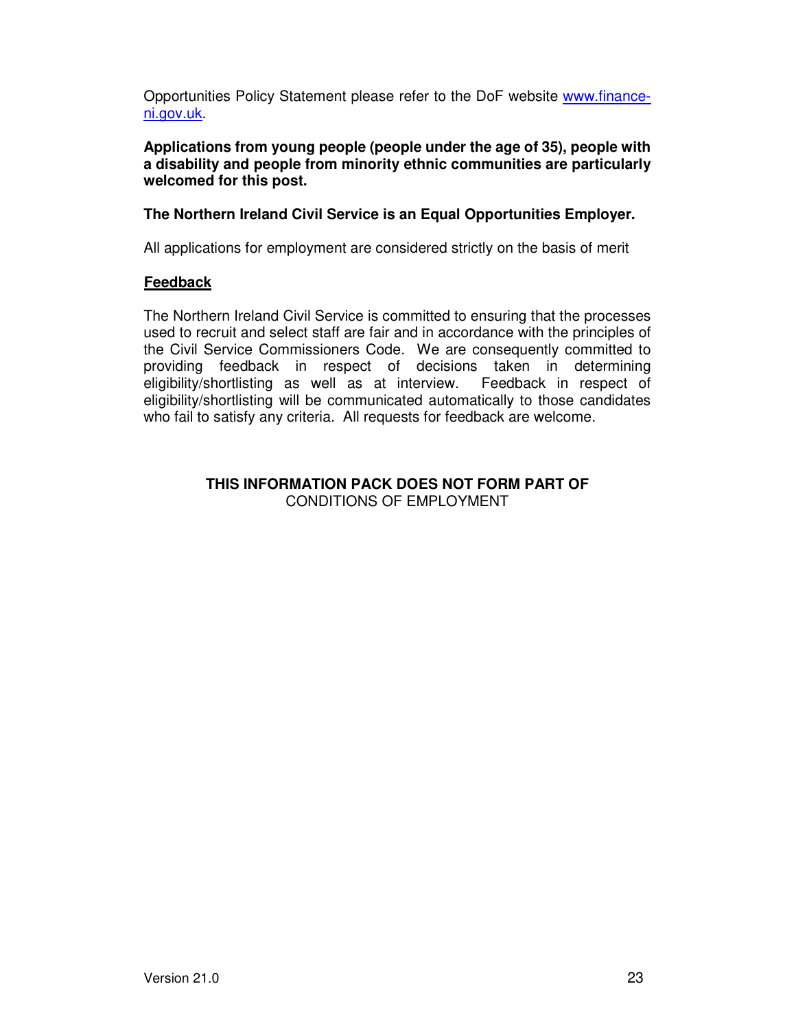Opportunities Policy Statement please refer to the DoF website [www.finance-ni.gov.uk](http://www.finance-ni.gov.uk).

**Applications from young people (people under the age of 35), people with a disability and people from minority ethnic communities are particularly welcomed for this post.**

**The Northern Ireland Civil Service is an Equal Opportunities Employer.**

All applications for employment are considered strictly on the basis of merit

## Feedback

The Northern Ireland Civil Service is committed to ensuring that the processes used to recruit and select staff are fair and in accordance with the principles of the Civil Service Commissioners Code. We are consequently committed to providing feedback in respect of decisions taken in determining eligibility/shortlisting as well as at interview. Feedback in respect of eligibility/shortlisting will be communicated automatically to those candidates who fail to satisfy any criteria. All requests for feedback are welcome.

**THIS INFORMATION PACK DOES NOT FORM PART OF**
CONDITIONS OF EMPLOYMENT

Version 21.0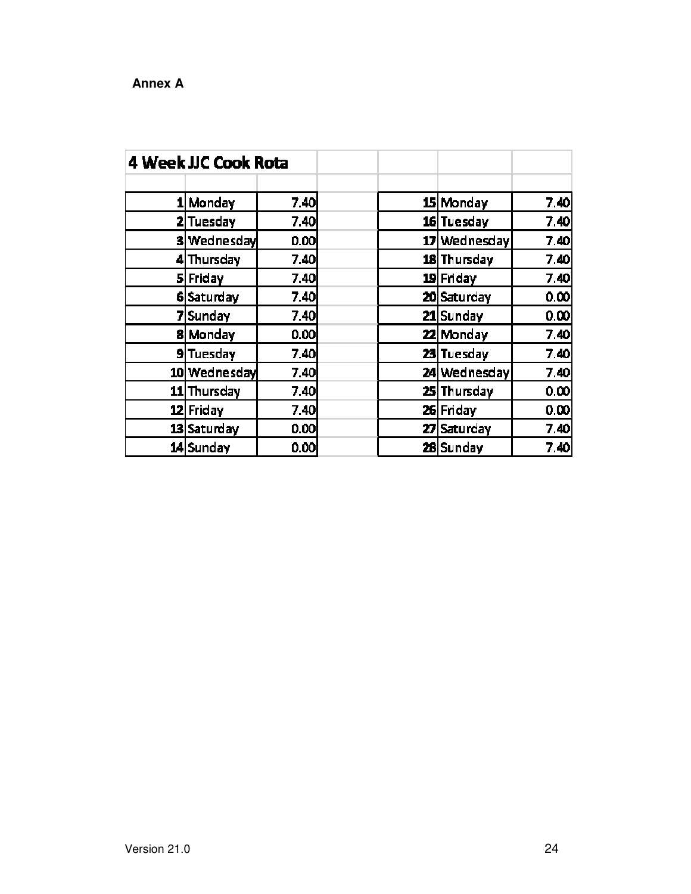**Annex A**

| 4 Week JJC Cook Rota | | | | | | |
|---|---|---|---|---|---|---|
| 1 | Monday | 7.40 | | 15 | Monday | 7.40 |
| 2 | Tuesday | 7.40 | | 16 | Tuesday | 7.40 |
| 3 | Wednesday | 0.00 | | 17 | Wednesday | 7.40 |
| 4 | Thursday | 7.40 | | 18 | Thursday | 7.40 |
| 5 | Friday | 7.40 | | 19 | Friday | 7.40 |
| 6 | Saturday | 7.40 | | 20 | Saturday | 0.00 |
| 7 | Sunday | 7.40 | | 21 | Sunday | 0.00 |
| 8 | Monday | 0.00 | | 22 | Monday | 7.40 |
| 9 | Tuesday | 7.40 | | 23 | Tuesday | 7.40 |
| 10 | Wednesday | 7.40 | | 24 | Wednesday | 7.40 |
| 11 | Thursday | 7.40 | | 25 | Thursday | 0.00 |
| 12 | Friday | 7.40 | | 26 | Friday | 0.00 |
| 13 | Saturday | 0.00 | | 27 | Saturday | 7.40 |
| 14 | Sunday | 0.00 | | 28 | Sunday | 7.40 |

Version 21.0